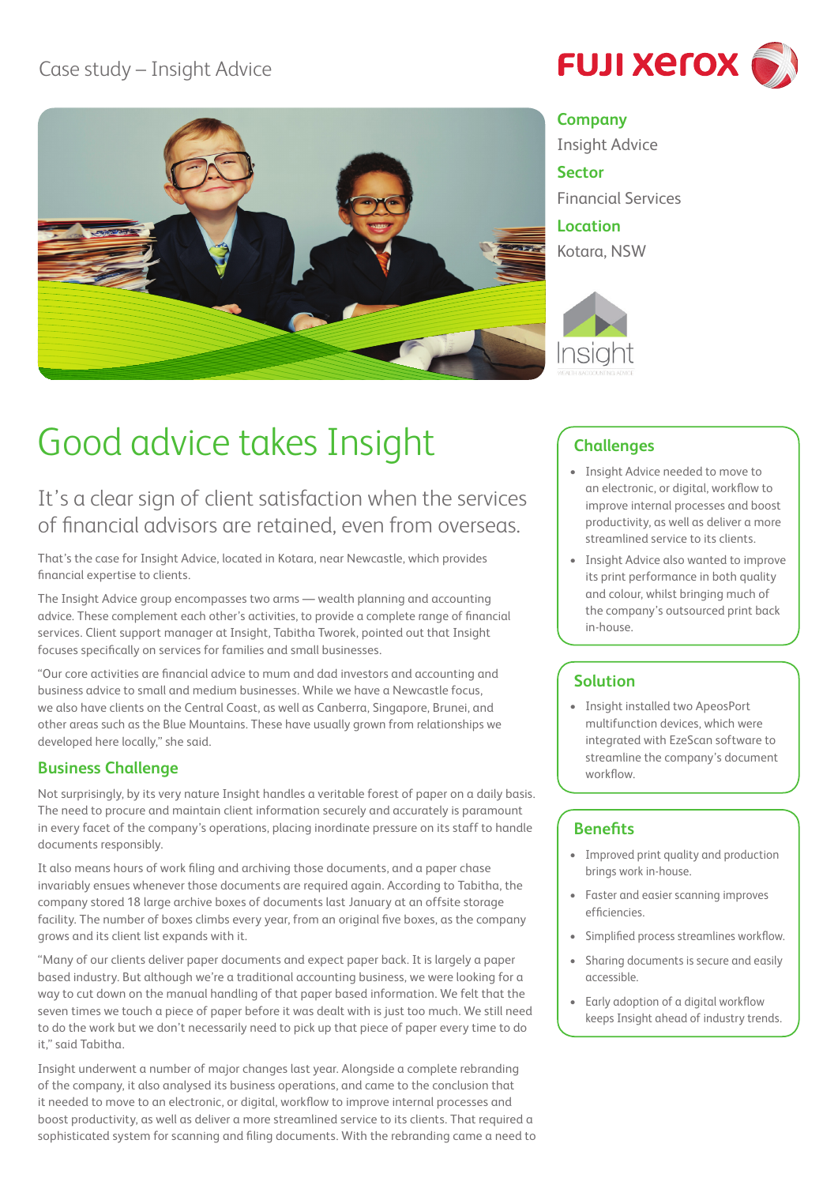Case study – Insight Advice

**Company**
Insight Advice

**Sector**
Financial Services

**Location**
Kotara, NSW

# Good advice takes Insight

## It's a clear sign of client satisfaction when the services of financial advisors are retained, even from overseas.

That's the case for Insight Advice, located in Kotara, near Newcastle, which provides financial expertise to clients.

The Insight Advice group encompasses two arms — wealth planning and accounting advice. These complement each other's activities, to provide a complete range of financial services. Client support manager at Insight, Tabitha Tworek, pointed out that Insight focuses specifically on services for families and small businesses.

"Our core activities are financial advice to mum and dad investors and accounting and business advice to small and medium businesses. While we have a Newcastle focus, we also have clients on the Central Coast, as well as Canberra, Singapore, Brunei, and other areas such as the Blue Mountains. These have usually grown from relationships we developed here locally," she said.

### Business Challenge

Not surprisingly, by its very nature Insight handles a veritable forest of paper on a daily basis. The need to procure and maintain client information securely and accurately is paramount in every facet of the company's operations, placing inordinate pressure on its staff to handle documents responsibly.

It also means hours of work filing and archiving those documents, and a paper chase invariably ensues whenever those documents are required again. According to Tabitha, the company stored 18 large archive boxes of documents last January at an offsite storage facility. The number of boxes climbs every year, from an original five boxes, as the company grows and its client list expands with it.

"Many of our clients deliver paper documents and expect paper back. It is largely a paper based industry. But although we're a traditional accounting business, we were looking for a way to cut down on the manual handling of that paper based information. We felt that the seven times we touch a piece of paper before it was dealt with is just too much. We still need to do the work but we don't necessarily need to pick up that piece of paper every time to do it," said Tabitha.

Insight underwent a number of major changes last year. Alongside a complete rebranding of the company, it also analysed its business operations, and came to the conclusion that it needed to move to an electronic, or digital, workflow to improve internal processes and boost productivity, as well as deliver a more streamlined service to its clients. That required a sophisticated system for scanning and filing documents. With the rebranding came a need to

### Challenges

- Insight Advice needed to move to an electronic, or digital, workflow to improve internal processes and boost productivity, as well as deliver a more streamlined service to its clients.
- Insight Advice also wanted to improve its print performance in both quality and colour, whilst bringing much of the company's outsourced print back in-house.

### Solution

- Insight installed two ApeosPort multifunction devices, which were integrated with EzeScan software to streamline the company's document workflow.

### Benefits

- Improved print quality and production brings work in-house.
- Faster and easier scanning improves efficiencies.
- Simplified process streamlines workflow.
- Sharing documents is secure and easily accessible.
- Early adoption of a digital workflow keeps Insight ahead of industry trends.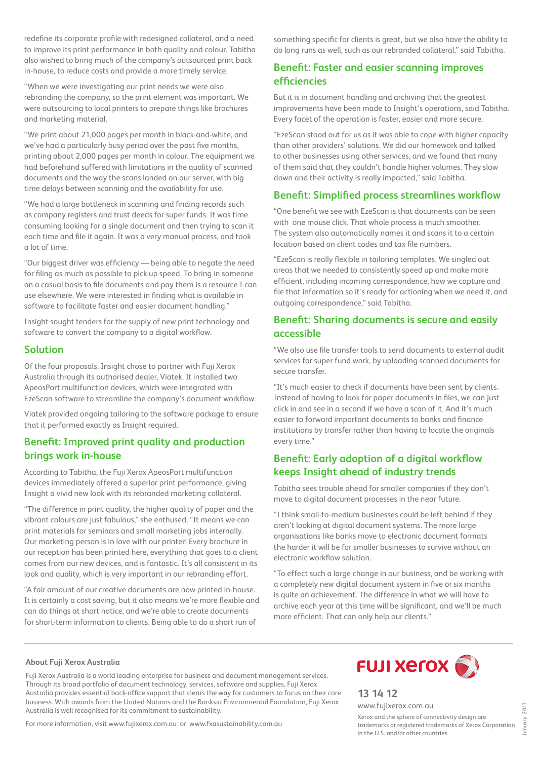redefine its corporate profile with redesigned collateral, and a need to improve its print performance in both quality and colour. Tabitha also wished to bring much of the company's outsourced print back in-house, to reduce costs and provide a more timely service.

"When we were investigating our print needs we were also rebranding the company, so the print element was important. We were outsourcing to local printers to prepare things like brochures and marketing material.

"We print about 21,000 pages per month in black-and-white, and we've had a particularly busy period over the past five months, printing about 2,000 pages per month in colour. The equipment we had beforehand suffered with limitations in the quality of scanned documents and the way the scans landed on our server, with big time delays between scanning and the availability for use.

"We had a large bottleneck in scanning and finding records such as company registers and trust deeds for super funds. It was time consuming looking for a single document and then trying to scan it each time and file it again. It was a very manual process, and took a lot of time.

"Our biggest driver was efficiency — being able to negate the need for filing as much as possible to pick up speed. To bring in someone on a casual basis to file documents and pay them is a resource I can use elsewhere. We were interested in finding what is available in software to facilitate faster and easier document handling."

Insight sought tenders for the supply of new print technology and software to convert the company to a digital workflow.

## Solution

Of the four proposals, Insight chose to partner with Fuji Xerox Australia through its authorised dealer, Viatek. It installed two ApeosPort multifunction devices, which were integrated with EzeScan software to streamline the company's document workflow.

Viatek provided ongoing tailoring to the software package to ensure that it performed exactly as Insight required.

## Benefit: Improved print quality and production brings work in-house

According to Tabitha, the Fuji Xerox ApeosPort multifunction devices immediately offered a superior print performance, giving Insight a vivid new look with its rebranded marketing collateral.

"The difference in print quality, the higher quality of paper and the vibrant colours are just fabulous," she enthused. "It means we can print materials for seminars and small marketing jobs internally. Our marketing person is in love with our printer! Every brochure in our reception has been printed here, everything that goes to a client comes from our new devices, and is fantastic. It's all consistent in its look and quality, which is very important in our rebranding effort.

"A fair amount of our creative documents are now printed in-house. It is certainly a cost saving, but it also means we're more flexible and can do things at short notice, and we're able to create documents for short-term information to clients. Being able to do a short run of something specific for clients is great, but we also have the ability to do long runs as well, such as our rebranded collateral," said Tabitha.

## Benefit: Faster and easier scanning improves efficiencies

But it is in document handling and archiving that the greatest improvements have been made to Insight's operations, said Tabitha. Every facet of the operation is faster, easier and more secure.

"EzeScan stood out for us as it was able to cope with higher capacity than other providers' solutions. We did our homework and talked to other businesses using other services, and we found that many of them said that they couldn't handle higher volumes. They slow down and their activity is really impacted," said Tabitha.

## Benefit: Simplified process streamlines workflow

"One benefit we see with EzeScan is that documents can be seen with one mouse click. That whole process is much smoother. The system also automatically names it and scans it to a certain location based on client codes and tax file numbers.

"EzeScan is really flexible in tailoring templates. We singled out areas that we needed to consistently speed up and make more efficient, including incoming correspondence, how we capture and file that information so it's ready for actioning when we need it, and outgoing correspondence," said Tabitha.

## Benefit: Sharing documents is secure and easily accessible

"We also use file transfer tools to send documents to external audit services for super fund work, by uploading scanned documents for secure transfer.

"It's much easier to check if documents have been sent by clients. Instead of having to look for paper documents in files, we can just click in and see in a second if we have a scan of it. And it's much easier to forward important documents to banks and finance institutions by transfer rather than having to locate the originals every time."

## Benefit: Early adoption of a digital workflow keeps Insight ahead of industry trends

Tabitha sees trouble ahead for smaller companies if they don't move to digital document processes in the near future.

"I think small-to-medium businesses could be left behind if they aren't looking at digital document systems. The more large organisations like banks move to electronic document formats the harder it will be for smaller businesses to survive without an electronic workflow solution.

"To effect such a large change in our business, and be working with a completely new digital document system in five or six months is quite an achievement. The difference in what we will have to archive each year at this time will be significant, and we'll be much more efficient. That can only help our clients."

**About Fuji Xerox Australia**

Fuji Xerox Australia is a world leading enterprise for business and document management services. Through its broad portfolio of document technology, services, software and supplies, Fuji Xerox Australia provides essential back-office support that clears the way for customers to focus on their core business. With awards from the United Nations and the Banksia Environmental Foundation, Fuji Xerox Australia is well recognised for its commitment to sustainability.

For more information, visit www.fujixerox.com.au or www.fxasustainability.com.au

FUJI XEROX

**13 14 12**

www.fujixerox.com.au

Xerox and the sphere of connectivity design are trademarks or registered trademarks of Xerox Corporation in the U.S. and/or other countries

January 2013